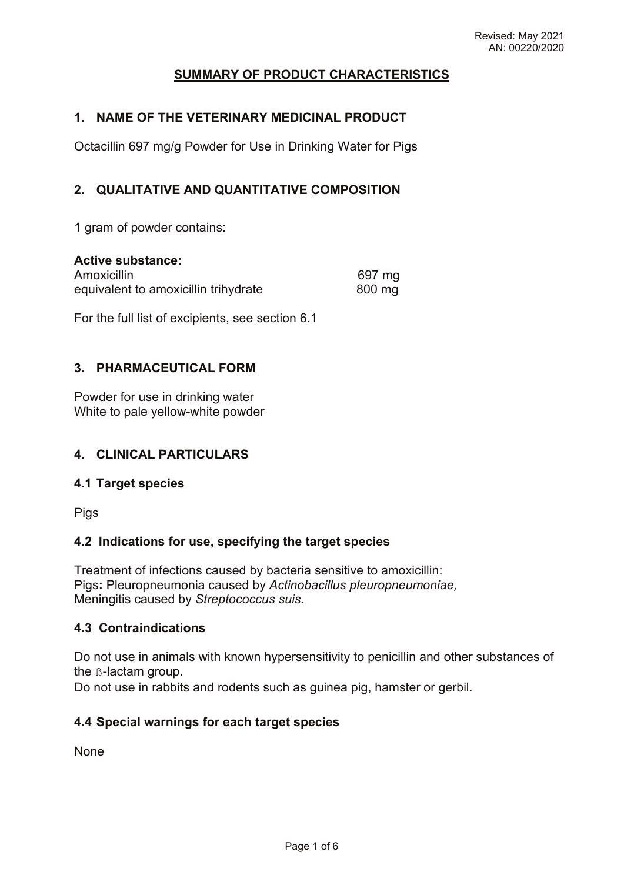Revised: May 2021
AN: 00220/2020

# SUMMARY OF PRODUCT CHARACTERISTICS

## 1. NAME OF THE VETERINARY MEDICINAL PRODUCT

Octacillin 697 mg/g Powder for Use in Drinking Water for Pigs

## 2. QUALITATIVE AND QUANTITATIVE COMPOSITION

1 gram of powder contains:

**Active substance:**

| | |
|---|---|
| Amoxicillin | 697 mg |
| equivalent to amoxicillin trihydrate | 800 mg |

For the full list of excipients, see section 6.1

## 3. PHARMACEUTICAL FORM

Powder for use in drinking water
White to pale yellow-white powder

## 4. CLINICAL PARTICULARS

### 4.1 Target species

Pigs

### 4.2 Indications for use, specifying the target species

Treatment of infections caused by bacteria sensitive to amoxicillin:
Pigs**:** Pleuropneumonia caused by *Actinobacillus pleuropneumoniae,*
Meningitis caused by *Streptococcus suis.*

### 4.3 Contraindications

Do not use in animals with known hypersensitivity to penicillin and other substances of the ß-lactam group.
Do not use in rabbits and rodents such as guinea pig, hamster or gerbil.

### 4.4 Special warnings for each target species

None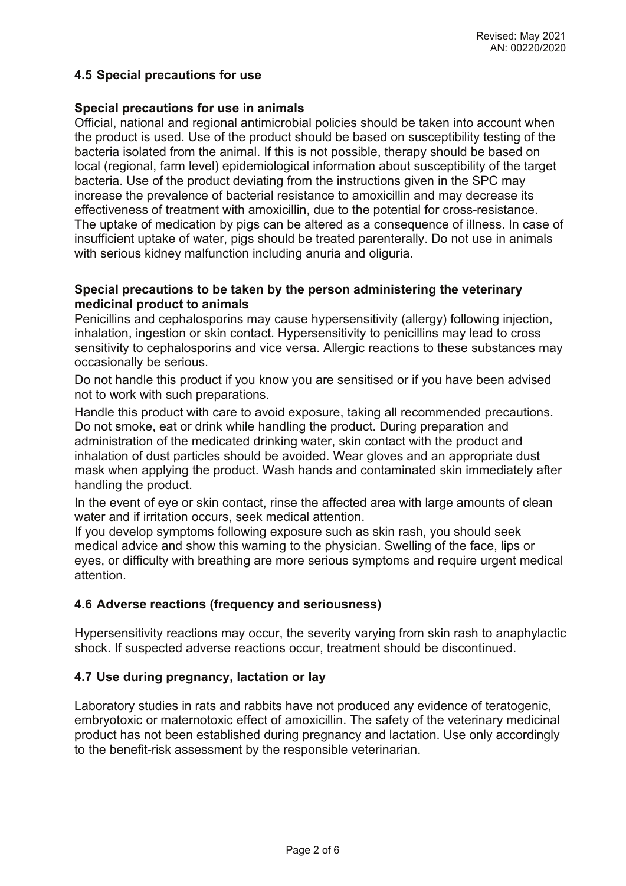## 4.5 Special precautions for use

### Special precautions for use in animals

Official, national and regional antimicrobial policies should be taken into account when the product is used. Use of the product should be based on susceptibility testing of the bacteria isolated from the animal. If this is not possible, therapy should be based on local (regional, farm level) epidemiological information about susceptibility of the target bacteria. Use of the product deviating from the instructions given in the SPC may increase the prevalence of bacterial resistance to amoxicillin and may decrease its effectiveness of treatment with amoxicillin, due to the potential for cross-resistance. The uptake of medication by pigs can be altered as a consequence of illness. In case of insufficient uptake of water, pigs should be treated parenterally. Do not use in animals with serious kidney malfunction including anuria and oliguria.

### Special precautions to be taken by the person administering the veterinary medicinal product to animals

Penicillins and cephalosporins may cause hypersensitivity (allergy) following injection, inhalation, ingestion or skin contact. Hypersensitivity to penicillins may lead to cross sensitivity to cephalosporins and vice versa. Allergic reactions to these substances may occasionally be serious.

Do not handle this product if you know you are sensitised or if you have been advised not to work with such preparations.

Handle this product with care to avoid exposure, taking all recommended precautions. Do not smoke, eat or drink while handling the product. During preparation and administration of the medicated drinking water, skin contact with the product and inhalation of dust particles should be avoided. Wear gloves and an appropriate dust mask when applying the product. Wash hands and contaminated skin immediately after handling the product.

In the event of eye or skin contact, rinse the affected area with large amounts of clean water and if irritation occurs, seek medical attention.

If you develop symptoms following exposure such as skin rash, you should seek medical advice and show this warning to the physician. Swelling of the face, lips or eyes, or difficulty with breathing are more serious symptoms and require urgent medical attention.

## 4.6 Adverse reactions (frequency and seriousness)

Hypersensitivity reactions may occur, the severity varying from skin rash to anaphylactic shock. If suspected adverse reactions occur, treatment should be discontinued.

## 4.7 Use during pregnancy, lactation or lay

Laboratory studies in rats and rabbits have not produced any evidence of teratogenic, embryotoxic or maternotoxic effect of amoxicillin. The safety of the veterinary medicinal product has not been established during pregnancy and lactation. Use only accordingly to the benefit-risk assessment by the responsible veterinarian.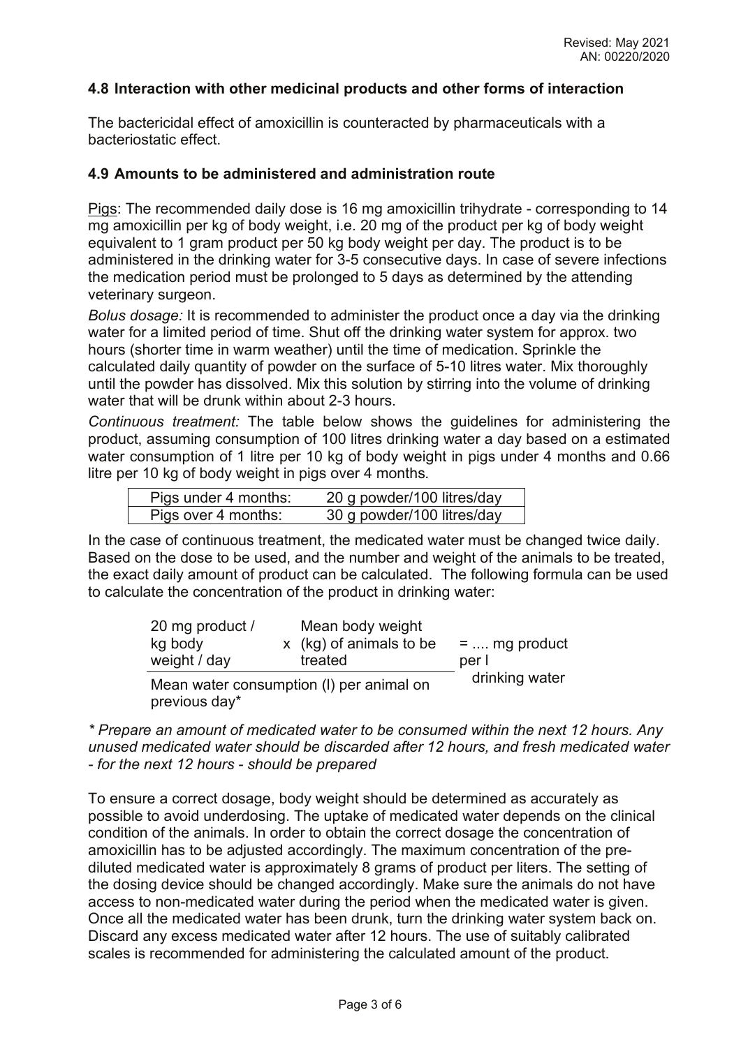## 4.8 Interaction with other medicinal products and other forms of interaction

The bactericidal effect of amoxicillin is counteracted by pharmaceuticals with a bacteriostatic effect.

## 4.9 Amounts to be administered and administration route

<u>Pigs</u>: The recommended daily dose is 16 mg amoxicillin trihydrate - corresponding to 14 mg amoxicillin per kg of body weight, i.e. 20 mg of the product per kg of body weight equivalent to 1 gram product per 50 kg body weight per day. The product is to be administered in the drinking water for 3-5 consecutive days. In case of severe infections the medication period must be prolonged to 5 days as determined by the attending veterinary surgeon.

*Bolus dosage:* It is recommended to administer the product once a day via the drinking water for a limited period of time. Shut off the drinking water system for approx. two hours (shorter time in warm weather) until the time of medication. Sprinkle the calculated daily quantity of powder on the surface of 5-10 litres water. Mix thoroughly until the powder has dissolved. Mix this solution by stirring into the volume of drinking water that will be drunk within about 2-3 hours.

*Continuous treatment:* The table below shows the guidelines for administering the product, assuming consumption of 100 litres drinking water a day based on a estimated water consumption of 1 litre per 10 kg of body weight in pigs under 4 months and 0.66 litre per 10 kg of body weight in pigs over 4 months.

| | |
|---|---|
| Pigs under 4 months: | 20 g powder/100 litres/day |
| Pigs over 4 months: | 30 g powder/100 litres/day |

In the case of continuous treatment, the medicated water must be changed twice daily. Based on the dose to be used, and the number and weight of the animals to be treated, the exact daily amount of product can be calculated. The following formula can be used to calculate the concentration of the product in drinking water:

$$\frac{\text{20 mg product / kg body weight / day} \times \text{Mean body weight (kg) of animals to be treated}}{\text{Mean water consumption (l) per animal on previous day*}} = \text{.... mg product per l drinking water}$$

*\* Prepare an amount of medicated water to be consumed within the next 12 hours. Any unused medicated water should be discarded after 12 hours, and fresh medicated water - for the next 12 hours - should be prepared*

To ensure a correct dosage, body weight should be determined as accurately as possible to avoid underdosing. The uptake of medicated water depends on the clinical condition of the animals. In order to obtain the correct dosage the concentration of amoxicillin has to be adjusted accordingly. The maximum concentration of the pre-diluted medicated water is approximately 8 grams of product per liters. The setting of the dosing device should be changed accordingly. Make sure the animals do not have access to non-medicated water during the period when the medicated water is given. Once all the medicated water has been drunk, turn the drinking water system back on. Discard any excess medicated water after 12 hours. The use of suitably calibrated scales is recommended for administering the calculated amount of the product.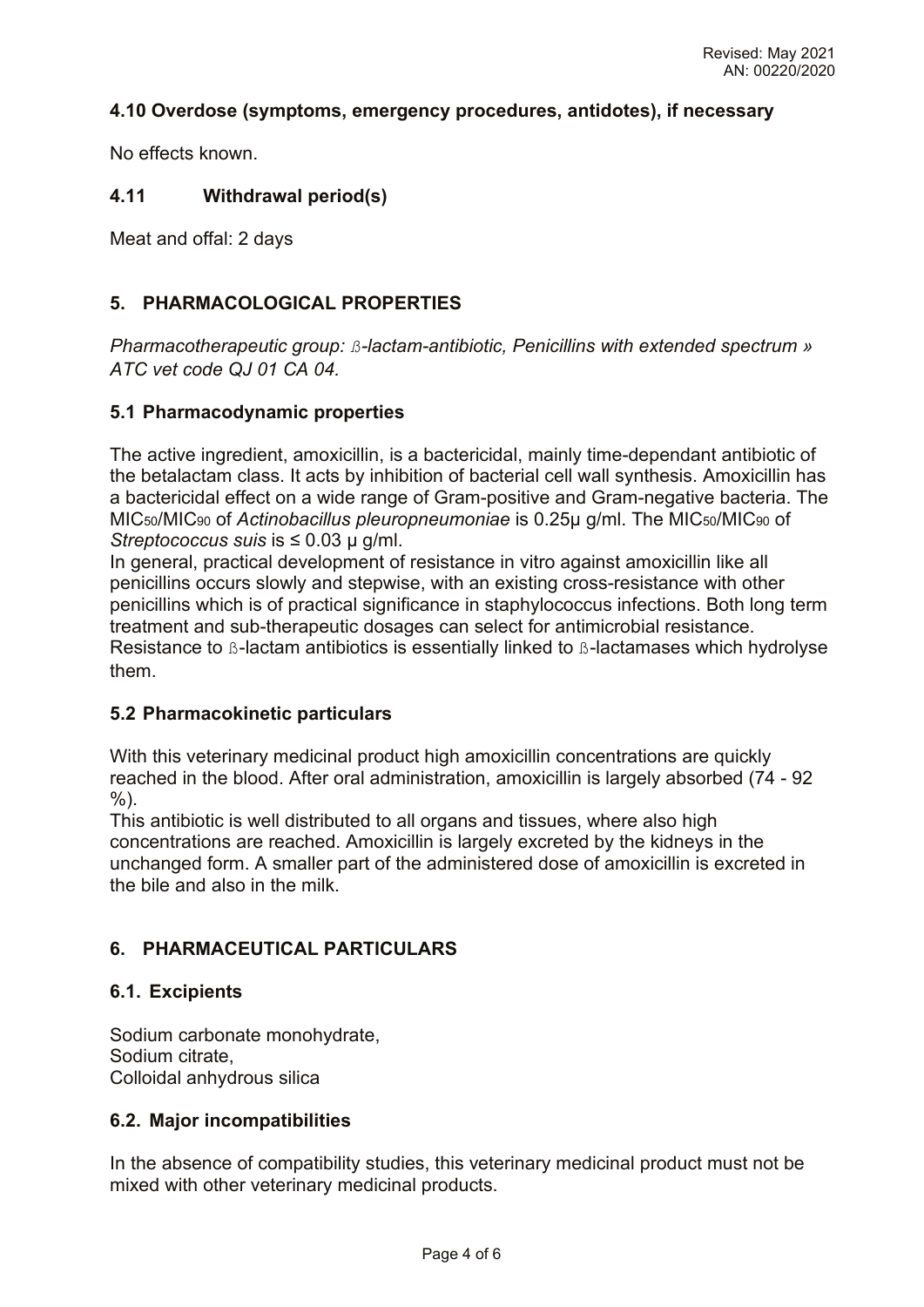### 4.10 Overdose (symptoms, emergency procedures, antidotes), if necessary

No effects known.

### 4.11 Withdrawal period(s)

Meat and offal: 2 days

## 5. PHARMACOLOGICAL PROPERTIES

*Pharmacotherapeutic group: ß-lactam-antibiotic, Penicillins with extended spectrum » ATC vet code QJ 01 CA 04.*

### 5.1 Pharmacodynamic properties

The active ingredient, amoxicillin, is a bactericidal, mainly time-dependant antibiotic of the betalactam class. It acts by inhibition of bacterial cell wall synthesis. Amoxicillin has a bactericidal effect on a wide range of Gram-positive and Gram-negative bacteria. The $MIC_{50}/MIC_{90}$ of *Actinobacillus pleuropneumoniae* is 0.25µ g/ml. The $MIC_{50}/MIC_{90}$ of *Streptococcus suis* is ≤ 0.03 µ g/ml.
In general, practical development of resistance in vitro against amoxicillin like all penicillins occurs slowly and stepwise, with an existing cross-resistance with other penicillins which is of practical significance in staphylococcus infections. Both long term treatment and sub-therapeutic dosages can select for antimicrobial resistance. Resistance to ß-lactam antibiotics is essentially linked to ß-lactamases which hydrolyse them.

### 5.2 Pharmacokinetic particulars

With this veterinary medicinal product high amoxicillin concentrations are quickly reached in the blood. After oral administration, amoxicillin is largely absorbed (74 - 92 %).
This antibiotic is well distributed to all organs and tissues, where also high concentrations are reached. Amoxicillin is largely excreted by the kidneys in the unchanged form. A smaller part of the administered dose of amoxicillin is excreted in the bile and also in the milk.

## 6. PHARMACEUTICAL PARTICULARS

### 6.1. Excipients

Sodium carbonate monohydrate,
Sodium citrate,
Colloidal anhydrous silica

### 6.2. Major incompatibilities

In the absence of compatibility studies, this veterinary medicinal product must not be mixed with other veterinary medicinal products.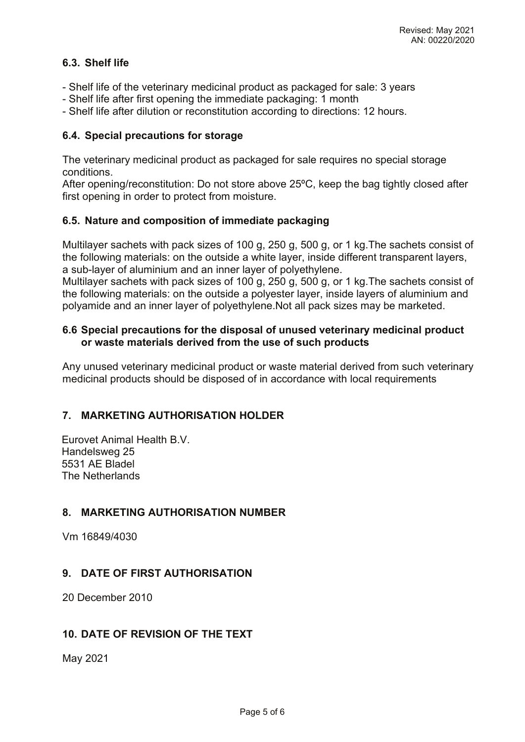### 6.3. Shelf life

- Shelf life of the veterinary medicinal product as packaged for sale: 3 years
- Shelf life after first opening the immediate packaging: 1 month
- Shelf life after dilution or reconstitution according to directions: 12 hours.

### 6.4. Special precautions for storage

The veterinary medicinal product as packaged for sale requires no special storage conditions.
After opening/reconstitution: Do not store above 25ºC, keep the bag tightly closed after first opening in order to protect from moisture.

### 6.5. Nature and composition of immediate packaging

Multilayer sachets with pack sizes of 100 g, 250 g, 500 g, or 1 kg.The sachets consist of the following materials: on the outside a white layer, inside different transparent layers, a sub-layer of aluminium and an inner layer of polyethylene.
Multilayer sachets with pack sizes of 100 g, 250 g, 500 g, or 1 kg.The sachets consist of the following materials: on the outside a polyester layer, inside layers of aluminium and polyamide and an inner layer of polyethylene.Not all pack sizes may be marketed.

### 6.6 Special precautions for the disposal of unused veterinary medicinal product or waste materials derived from the use of such products

Any unused veterinary medicinal product or waste material derived from such veterinary medicinal products should be disposed of in accordance with local requirements

## 7. MARKETING AUTHORISATION HOLDER

Eurovet Animal Health B.V.
Handelsweg 25
5531 AE Bladel
The Netherlands

## 8. MARKETING AUTHORISATION NUMBER

Vm 16849/4030

## 9. DATE OF FIRST AUTHORISATION

20 December 2010

## 10. DATE OF REVISION OF THE TEXT

May 2021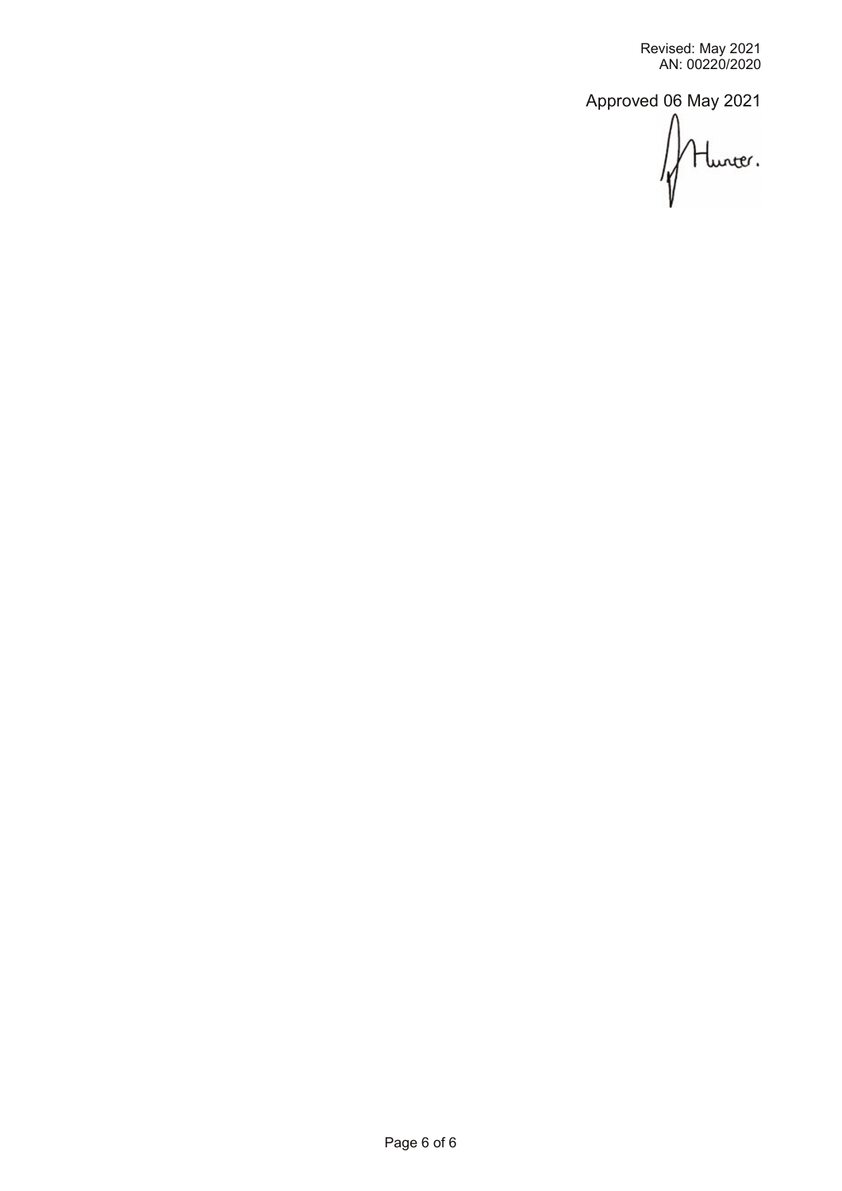Revised: May 2021
AN: 00220/2020

Approved 06 May 2021

Hunter.